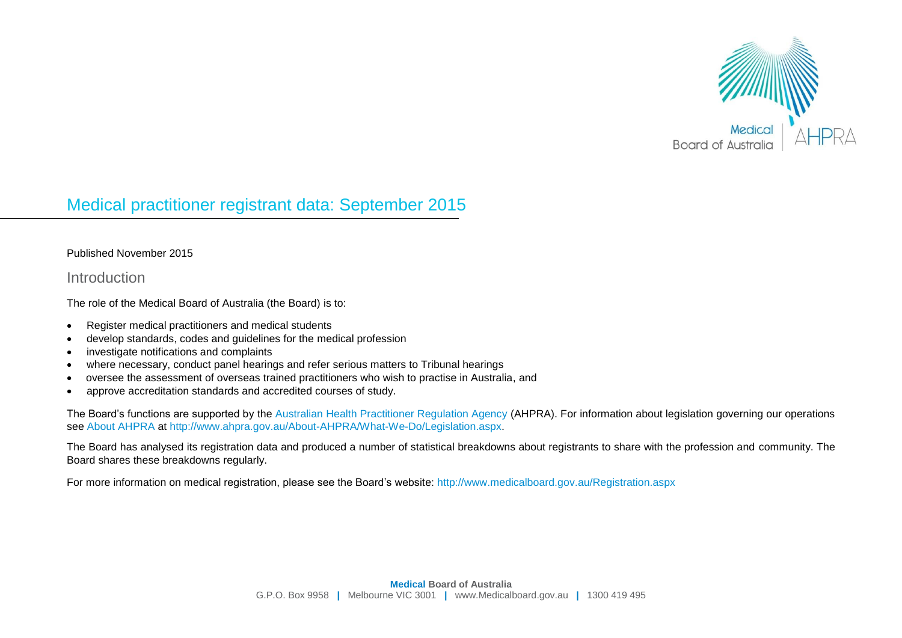# Medical practitioner registrant data: September 2015

Published November 2015

## Introduction

The role of the Medical Board of Australia (the Board) is to:

- Register medical practitioners and medical students
- develop standards, codes and guidelines for the medical profession
- investigate notifications and complaints
- where necessary, conduct panel hearings and refer serious matters to Tribunal hearings
- oversee the assessment of overseas trained practitioners who wish to practise in Australia, and
- approve accreditation standards and accredited courses of study.

The Board's functions are supported by the Australian Health Practitioner Regulation Agency (AHPRA). For information about legislation governing our operations see About AHPRA at http://www.ahpra.gov.au/About-AHPRA/What-We-Do/Legislation.aspx.

The Board has analysed its registration data and produced a number of statistical breakdowns about registrants to share with the profession and community. The Board shares these breakdowns regularly.

For more information on medical registration, please see the Board's website: http://www.medicalboard.gov.au/Registration.aspx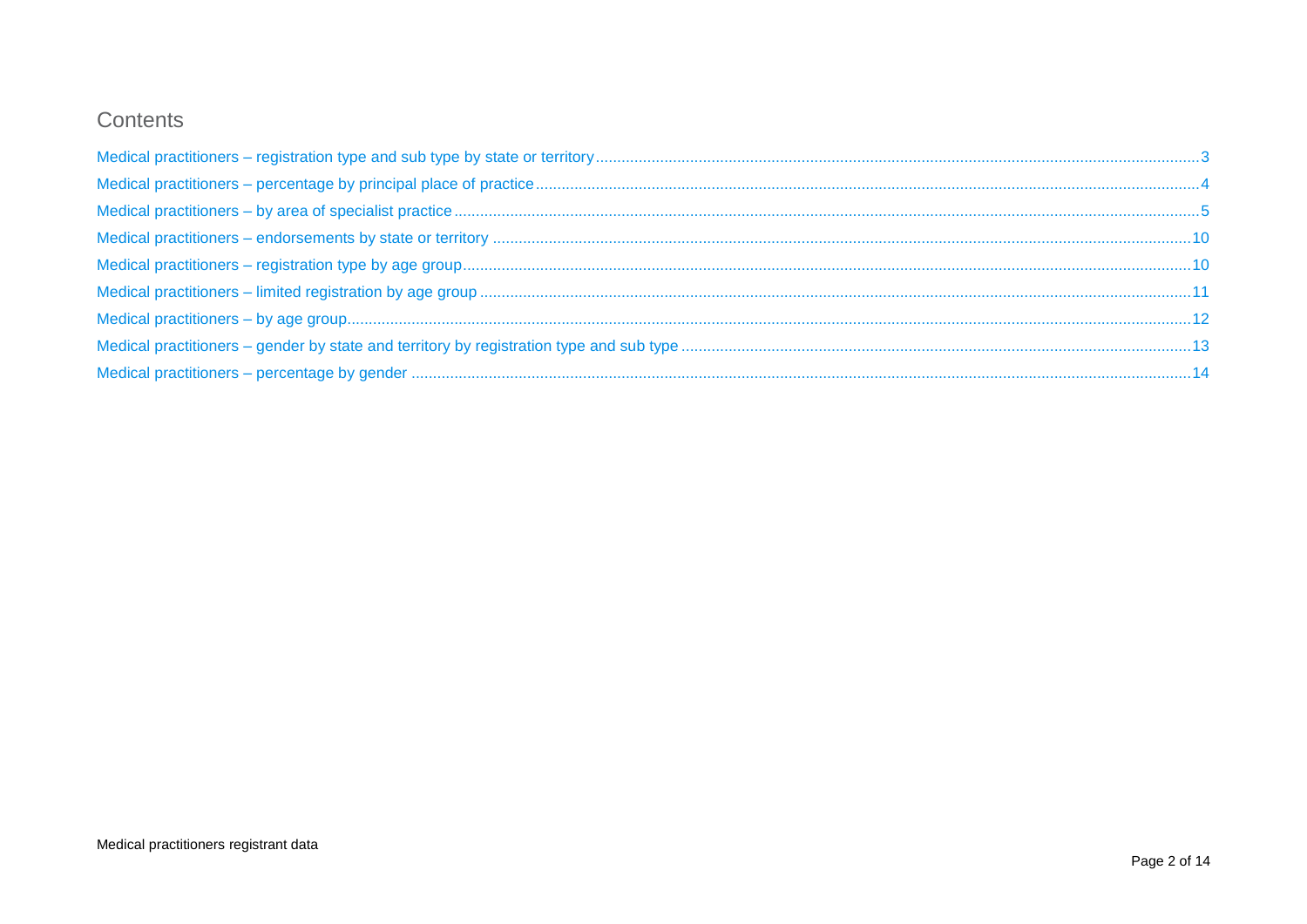# Contents

Medical practitioners – registration type and sub type by state or territory ..... 3

Medical practitioners – percentage by principal place of practice ..... 4

Medical practitioners – by area of specialist practice ..... 5

Medical practitioners – endorsements by state or territory ..... 10

Medical practitioners – registration type by age group ..... 10

Medical practitioners – limited registration by age group ..... 11

Medical practitioners – by age group ..... 12

Medical practitioners – gender by state and territory by registration type and sub type ..... 13

Medical practitioners – percentage by gender ..... 14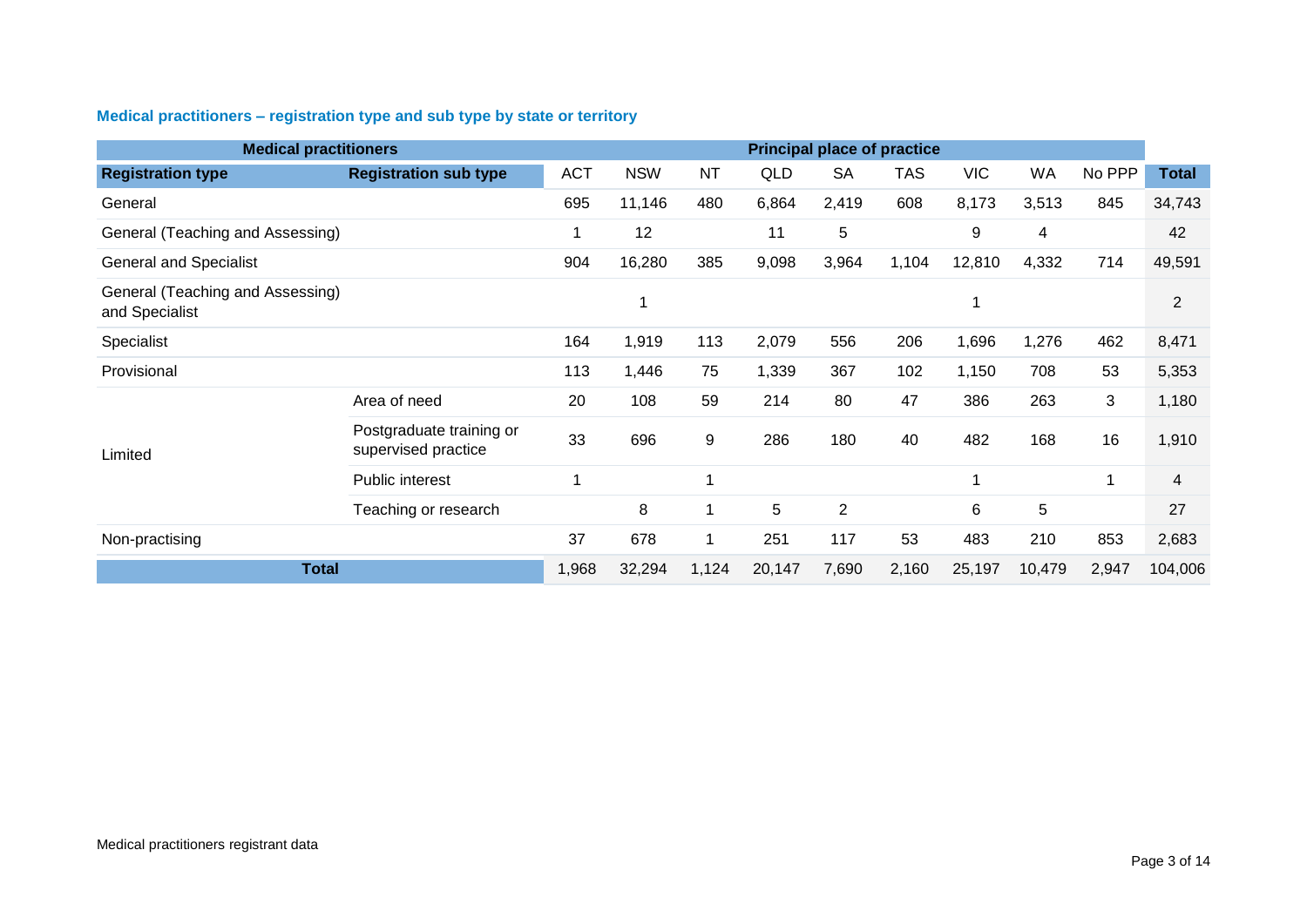## Medical practitioners – registration type and sub type by state or territory

| Medical practitioners | | Principal place of practice | | | | | | | | | |
|---|---|---|---|---|---|---|---|---|---|---|---|
| **Registration type** | **Registration sub type** | ACT | NSW | NT | QLD | SA | TAS | VIC | WA | No PPP | **Total** |
| General | | 695 | 11,146 | 480 | 6,864 | 2,419 | 608 | 8,173 | 3,513 | 845 | 34,743 |
| General (Teaching and Assessing) | | 1 | 12 | | 11 | 5 | | 9 | 4 | | 42 |
| General and Specialist | | 904 | 16,280 | 385 | 9,098 | 3,964 | 1,104 | 12,810 | 4,332 | 714 | 49,591 |
| General (Teaching and Assessing) and Specialist | | | 1 | | | | | 1 | | | 2 |
| Specialist | | 164 | 1,919 | 113 | 2,079 | 556 | 206 | 1,696 | 1,276 | 462 | 8,471 |
| Provisional | | 113 | 1,446 | 75 | 1,339 | 367 | 102 | 1,150 | 708 | 53 | 5,353 |
| Limited | Area of need | 20 | 108 | 59 | 214 | 80 | 47 | 386 | 263 | 3 | 1,180 |
| | Postgraduate training or supervised practice | 33 | 696 | 9 | 286 | 180 | 40 | 482 | 168 | 16 | 1,910 |
| | Public interest | 1 | | 1 | | | | 1 | | 1 | 4 |
| | Teaching or research | | 8 | 1 | 5 | 2 | | 6 | 5 | | 27 |
| Non-practising | | 37 | 678 | 1 | 251 | 117 | 53 | 483 | 210 | 853 | 2,683 |
| **Total** | | 1,968 | 32,294 | 1,124 | 20,147 | 7,690 | 2,160 | 25,197 | 10,479 | 2,947 | 104,006 |

Medical practitioners registrant data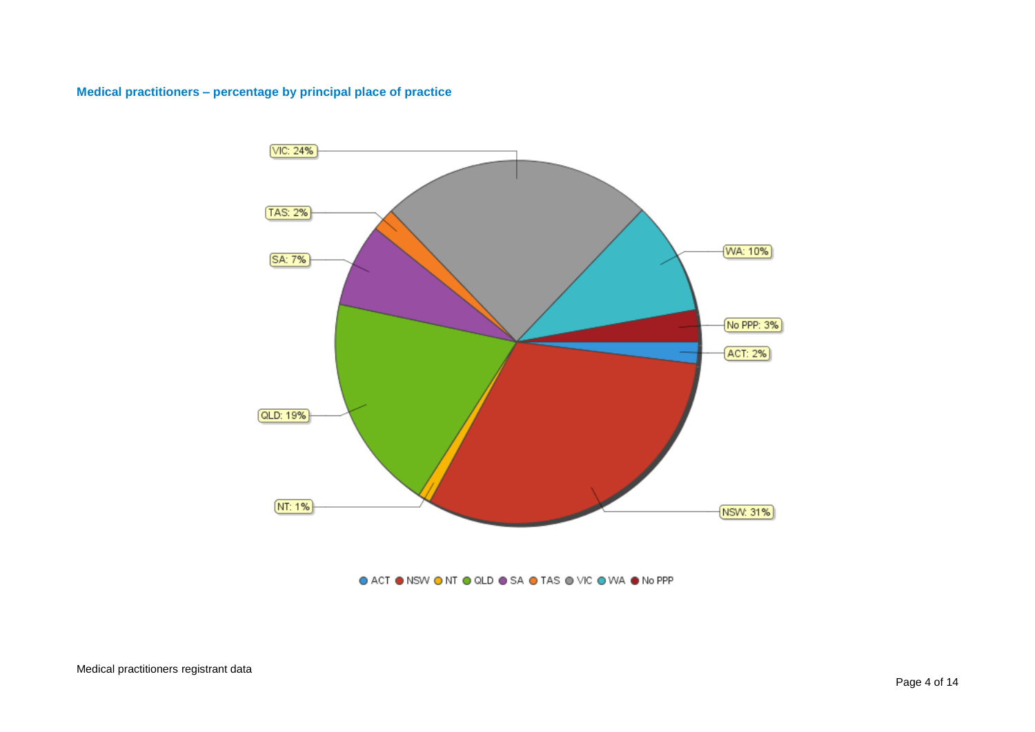### Medical practitioners – percentage by principal place of practice

VIC: 24%

TAS: 2%

SA: 7%

QLD: 19%

NT: 1%

WA: 10%

No PPP: 3%

ACT: 2%

NSW: 31%

ACT NSW NT QLD SA TAS VIC WA No PPP

Medical practitioners registrant data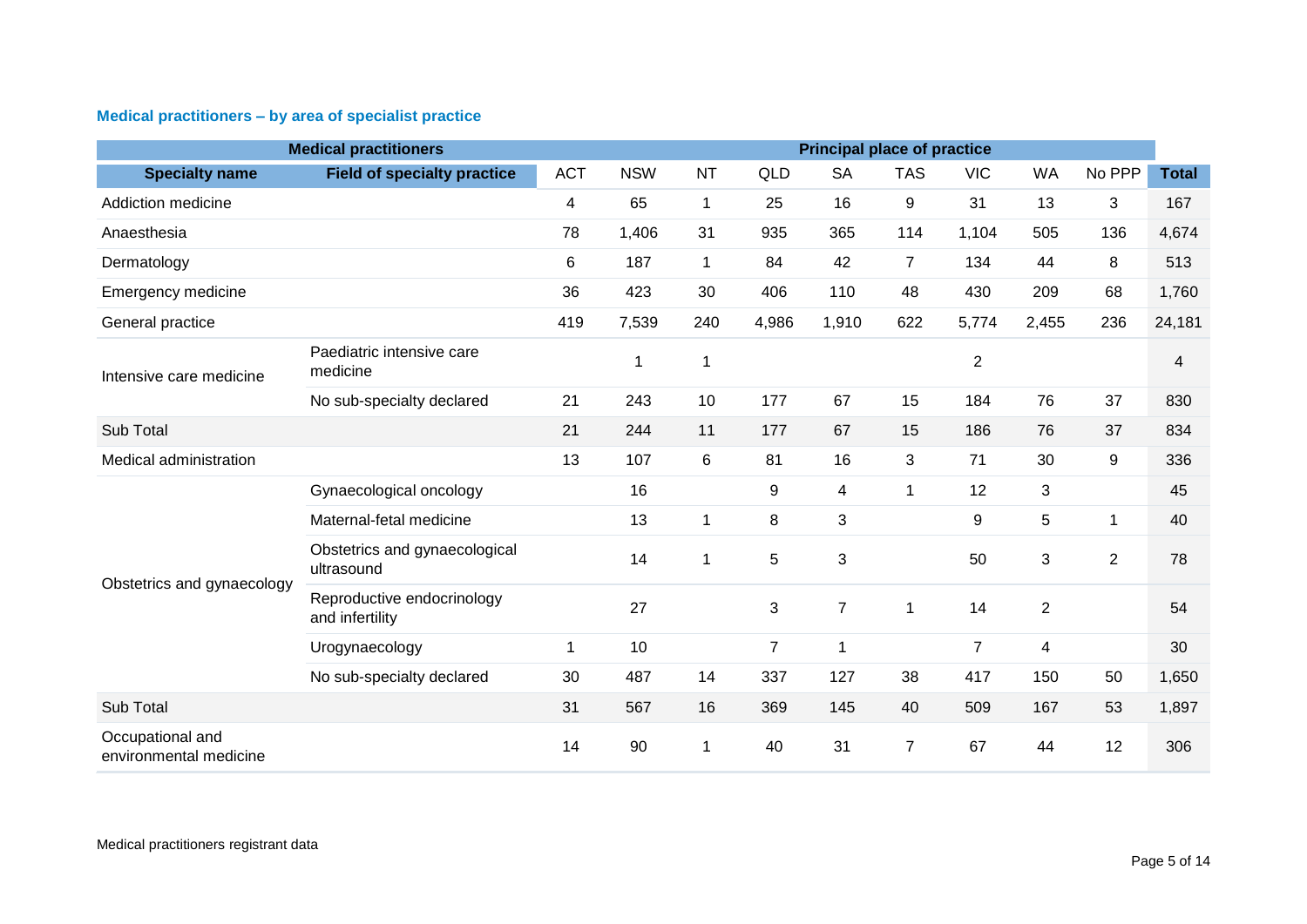## Medical practitioners – by area of specialist practice

| Medical practitioners | | Principal place of practice | | | | | | | | | |
|---|---|---|---|---|---|---|---|---|---|---|---|
| **Specialty name** | **Field of specialty practice** | ACT | NSW | NT | QLD | SA | TAS | VIC | WA | No PPP | **Total** |
| Addiction medicine | | 4 | 65 | 1 | 25 | 16 | 9 | 31 | 13 | 3 | 167 |
| Anaesthesia | | 78 | 1,406 | 31 | 935 | 365 | 114 | 1,104 | 505 | 136 | 4,674 |
| Dermatology | | 6 | 187 | 1 | 84 | 42 | 7 | 134 | 44 | 8 | 513 |
| Emergency medicine | | 36 | 423 | 30 | 406 | 110 | 48 | 430 | 209 | 68 | 1,760 |
| General practice | | 419 | 7,539 | 240 | 4,986 | 1,910 | 622 | 5,774 | 2,455 | 236 | 24,181 |
| Intensive care medicine | Paediatric intensive care medicine | | 1 | 1 | | | | 2 | | | 4 |
| | No sub-specialty declared | 21 | 243 | 10 | 177 | 67 | 15 | 184 | 76 | 37 | 830 |
| Sub Total | | 21 | 244 | 11 | 177 | 67 | 15 | 186 | 76 | 37 | 834 |
| Medical administration | | 13 | 107 | 6 | 81 | 16 | 3 | 71 | 30 | 9 | 336 |
| Obstetrics and gynaecology | Gynaecological oncology | | 16 | | 9 | 4 | 1 | 12 | 3 | | 45 |
| | Maternal-fetal medicine | | 13 | 1 | 8 | 3 | | 9 | 5 | 1 | 40 |
| | Obstetrics and gynaecological ultrasound | | 14 | 1 | 5 | 3 | | 50 | 3 | 2 | 78 |
| | Reproductive endocrinology and infertility | | 27 | | 3 | 7 | 1 | 14 | 2 | | 54 |
| | Urogynaecology | 1 | 10 | | 7 | 1 | | 7 | 4 | | 30 |
| | No sub-specialty declared | 30 | 487 | 14 | 337 | 127 | 38 | 417 | 150 | 50 | 1,650 |
| Sub Total | | 31 | 567 | 16 | 369 | 145 | 40 | 509 | 167 | 53 | 1,897 |
| Occupational and environmental medicine | | 14 | 90 | 1 | 40 | 31 | 7 | 67 | 44 | 12 | 306 |

Medical practitioners registrant data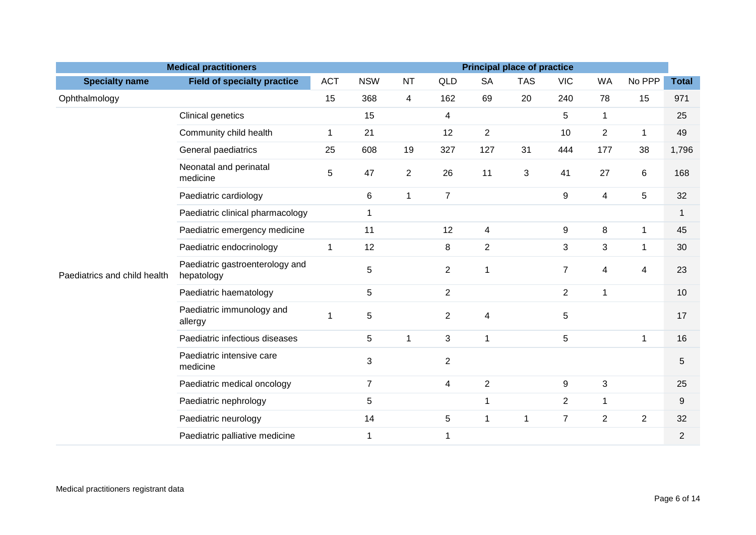| Medical practitioners | | Principal place of practice | | | | | | | | | |
|---|---|---|---|---|---|---|---|---|---|---|---|
| **Specialty name** | **Field of specialty practice** | ACT | NSW | NT | QLD | SA | TAS | VIC | WA | No PPP | **Total** |
| Ophthalmology | | 15 | 368 | 4 | 162 | 69 | 20 | 240 | 78 | 15 | 971 |
| Paediatrics and child health | Clinical genetics | | 15 | | 4 | | | 5 | 1 | | 25 |
| | Community child health | 1 | 21 | | 12 | 2 | | 10 | 2 | 1 | 49 |
| | General paediatrics | 25 | 608 | 19 | 327 | 127 | 31 | 444 | 177 | 38 | 1,796 |
| | Neonatal and perinatal medicine | 5 | 47 | 2 | 26 | 11 | 3 | 41 | 27 | 6 | 168 |
| | Paediatric cardiology | | 6 | 1 | 7 | | | 9 | 4 | 5 | 32 |
| | Paediatric clinical pharmacology | | 1 | | | | | | | | 1 |
| | Paediatric emergency medicine | | 11 | | 12 | 4 | | 9 | 8 | 1 | 45 |
| | Paediatric endocrinology | 1 | 12 | | 8 | 2 | | 3 | 3 | 1 | 30 |
| | Paediatric gastroenterology and hepatology | | 5 | | 2 | 1 | | 7 | 4 | 4 | 23 |
| | Paediatric haematology | | 5 | | 2 | | | 2 | 1 | | 10 |
| | Paediatric immunology and allergy | 1 | 5 | | 2 | 4 | | 5 | | | 17 |
| | Paediatric infectious diseases | | 5 | 1 | 3 | 1 | | 5 | | 1 | 16 |
| | Paediatric intensive care medicine | | 3 | | 2 | | | | | | 5 |
| | Paediatric medical oncology | | 7 | | 4 | 2 | | 9 | 3 | | 25 |
| | Paediatric nephrology | | 5 | | | 1 | | 2 | 1 | | 9 |
| | Paediatric neurology | | 14 | | 5 | 1 | 1 | 7 | 2 | 2 | 32 |
| | Paediatric palliative medicine | | 1 | | 1 | | | | | | 2 |

Medical practitioners registrant data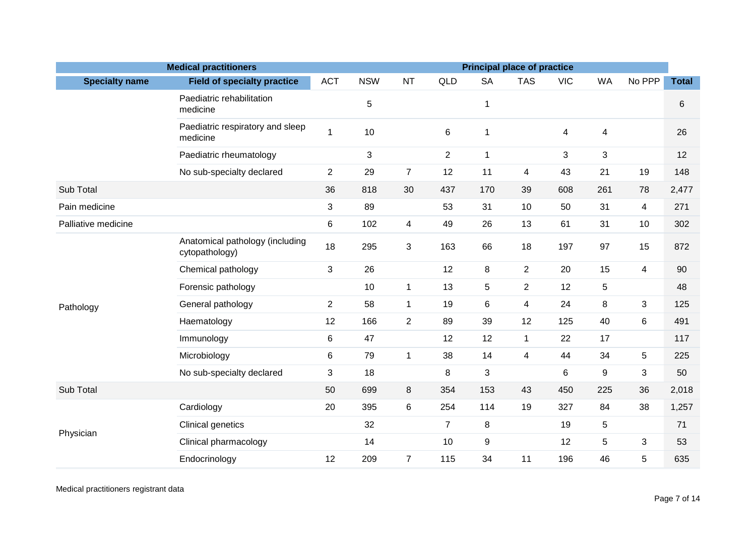| Medical practitioners | | Principal place of practice | | | | | | | | | |
|---|---|---|---|---|---|---|---|---|---|---|---|
| **Specialty name** | **Field of specialty practice** | ACT | NSW | NT | QLD | SA | TAS | VIC | WA | No PPP | **Total** |
| | Paediatric rehabilitation medicine | | 5 | | | 1 | | | | | 6 |
| | Paediatric respiratory and sleep medicine | 1 | 10 | | 6 | 1 | | 4 | 4 | | 26 |
| | Paediatric rheumatology | | 3 | | 2 | 1 | | 3 | 3 | | 12 |
| | No sub-specialty declared | 2 | 29 | 7 | 12 | 11 | 4 | 43 | 21 | 19 | 148 |
| Sub Total | | 36 | 818 | 30 | 437 | 170 | 39 | 608 | 261 | 78 | 2,477 |
| Pain medicine | | 3 | 89 | | 53 | 31 | 10 | 50 | 31 | 4 | 271 |
| Palliative medicine | | 6 | 102 | 4 | 49 | 26 | 13 | 61 | 31 | 10 | 302 |
| Pathology | Anatomical pathology (including cytopathology) | 18 | 295 | 3 | 163 | 66 | 18 | 197 | 97 | 15 | 872 |
| | Chemical pathology | 3 | 26 | | 12 | 8 | 2 | 20 | 15 | 4 | 90 |
| | Forensic pathology | | 10 | 1 | 13 | 5 | 2 | 12 | 5 | | 48 |
| | General pathology | 2 | 58 | 1 | 19 | 6 | 4 | 24 | 8 | 3 | 125 |
| | Haematology | 12 | 166 | 2 | 89 | 39 | 12 | 125 | 40 | 6 | 491 |
| | Immunology | 6 | 47 | | 12 | 12 | 1 | 22 | 17 | | 117 |
| | Microbiology | 6 | 79 | 1 | 38 | 14 | 4 | 44 | 34 | 5 | 225 |
| | No sub-specialty declared | 3 | 18 | | 8 | 3 | | 6 | 9 | 3 | 50 |
| Sub Total | | 50 | 699 | 8 | 354 | 153 | 43 | 450 | 225 | 36 | 2,018 |
| Physician | Cardiology | 20 | 395 | 6 | 254 | 114 | 19 | 327 | 84 | 38 | 1,257 |
| | Clinical genetics | | 32 | | 7 | 8 | | 19 | 5 | | 71 |
| | Clinical pharmacology | | 14 | | 10 | 9 | | 12 | 5 | 3 | 53 |
| | Endocrinology | 12 | 209 | 7 | 115 | 34 | 11 | 196 | 46 | 5 | 635 |

Medical practitioners registrant data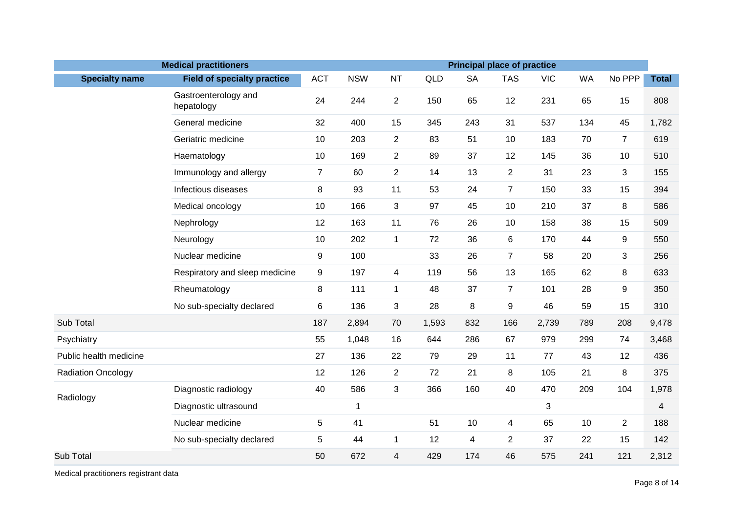| Medical practitioners | | Principal place of practice | | | | | | | | | |
|---|---|---|---|---|---|---|---|---|---|---|---|
| **Specialty name** | **Field of specialty practice** | ACT | NSW | NT | QLD | SA | TAS | VIC | WA | No PPP | **Total** |
| | Gastroenterology and hepatology | 24 | 244 | 2 | 150 | 65 | 12 | 231 | 65 | 15 | 808 |
| | General medicine | 32 | 400 | 15 | 345 | 243 | 31 | 537 | 134 | 45 | 1,782 |
| | Geriatric medicine | 10 | 203 | 2 | 83 | 51 | 10 | 183 | 70 | 7 | 619 |
| | Haematology | 10 | 169 | 2 | 89 | 37 | 12 | 145 | 36 | 10 | 510 |
| | Immunology and allergy | 7 | 60 | 2 | 14 | 13 | 2 | 31 | 23 | 3 | 155 |
| | Infectious diseases | 8 | 93 | 11 | 53 | 24 | 7 | 150 | 33 | 15 | 394 |
| | Medical oncology | 10 | 166 | 3 | 97 | 45 | 10 | 210 | 37 | 8 | 586 |
| | Nephrology | 12 | 163 | 11 | 76 | 26 | 10 | 158 | 38 | 15 | 509 |
| | Neurology | 10 | 202 | 1 | 72 | 36 | 6 | 170 | 44 | 9 | 550 |
| | Nuclear medicine | 9 | 100 | | 33 | 26 | 7 | 58 | 20 | 3 | 256 |
| | Respiratory and sleep medicine | 9 | 197 | 4 | 119 | 56 | 13 | 165 | 62 | 8 | 633 |
| | Rheumatology | 8 | 111 | 1 | 48 | 37 | 7 | 101 | 28 | 9 | 350 |
| | No sub-specialty declared | 6 | 136 | 3 | 28 | 8 | 9 | 46 | 59 | 15 | 310 |
| Sub Total | | 187 | 2,894 | 70 | 1,593 | 832 | 166 | 2,739 | 789 | 208 | 9,478 |
| Psychiatry | | 55 | 1,048 | 16 | 644 | 286 | 67 | 979 | 299 | 74 | 3,468 |
| Public health medicine | | 27 | 136 | 22 | 79 | 29 | 11 | 77 | 43 | 12 | 436 |
| Radiation Oncology | | 12 | 126 | 2 | 72 | 21 | 8 | 105 | 21 | 8 | 375 |
| Radiology | Diagnostic radiology | 40 | 586 | 3 | 366 | 160 | 40 | 470 | 209 | 104 | 1,978 |
| | Diagnostic ultrasound | | 1 | | | | | 3 | | | 4 |
| | Nuclear medicine | 5 | 41 | | 51 | 10 | 4 | 65 | 10 | 2 | 188 |
| | No sub-specialty declared | 5 | 44 | 1 | 12 | 4 | 2 | 37 | 22 | 15 | 142 |
| Sub Total | | 50 | 672 | 4 | 429 | 174 | 46 | 575 | 241 | 121 | 2,312 |

Medical practitioners registrant data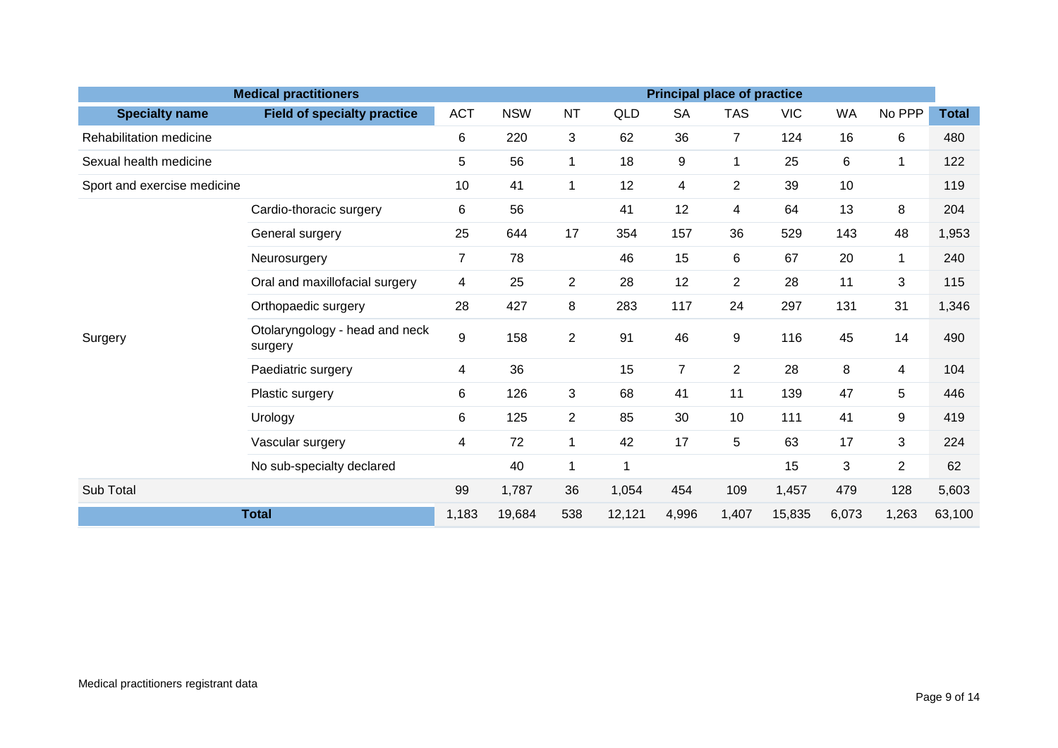| Medical practitioners | | Principal place of practice | | | | | | | | | |
|---|---|---|---|---|---|---|---|---|---|---|---|
| **Specialty name** | **Field of specialty practice** | ACT | NSW | NT | QLD | SA | TAS | VIC | WA | No PPP | **Total** |
| Rehabilitation medicine | | 6 | 220 | 3 | 62 | 36 | 7 | 124 | 16 | 6 | 480 |
| Sexual health medicine | | 5 | 56 | 1 | 18 | 9 | 1 | 25 | 6 | 1 | 122 |
| Sport and exercise medicine | | 10 | 41 | 1 | 12 | 4 | 2 | 39 | 10 | | 119 |
| Surgery | Cardio-thoracic surgery | 6 | 56 | | 41 | 12 | 4 | 64 | 13 | 8 | 204 |
| | General surgery | 25 | 644 | 17 | 354 | 157 | 36 | 529 | 143 | 48 | 1,953 |
| | Neurosurgery | 7 | 78 | | 46 | 15 | 6 | 67 | 20 | 1 | 240 |
| | Oral and maxillofacial surgery | 4 | 25 | 2 | 28 | 12 | 2 | 28 | 11 | 3 | 115 |
| | Orthopaedic surgery | 28 | 427 | 8 | 283 | 117 | 24 | 297 | 131 | 31 | 1,346 |
| | Otolaryngology - head and neck surgery | 9 | 158 | 2 | 91 | 46 | 9 | 116 | 45 | 14 | 490 |
| | Paediatric surgery | 4 | 36 | | 15 | 7 | 2 | 28 | 8 | 4 | 104 |
| | Plastic surgery | 6 | 126 | 3 | 68 | 41 | 11 | 139 | 47 | 5 | 446 |
| | Urology | 6 | 125 | 2 | 85 | 30 | 10 | 111 | 41 | 9 | 419 |
| | Vascular surgery | 4 | 72 | 1 | 42 | 17 | 5 | 63 | 17 | 3 | 224 |
| | No sub-specialty declared | | 40 | 1 | 1 | | | 15 | 3 | 2 | 62 |
| Sub Total | | 99 | 1,787 | 36 | 1,054 | 454 | 109 | 1,457 | 479 | 128 | 5,603 |
| **Total** | | 1,183 | 19,684 | 538 | 12,121 | 4,996 | 1,407 | 15,835 | 6,073 | 1,263 | 63,100 |

Medical practitioners registrant data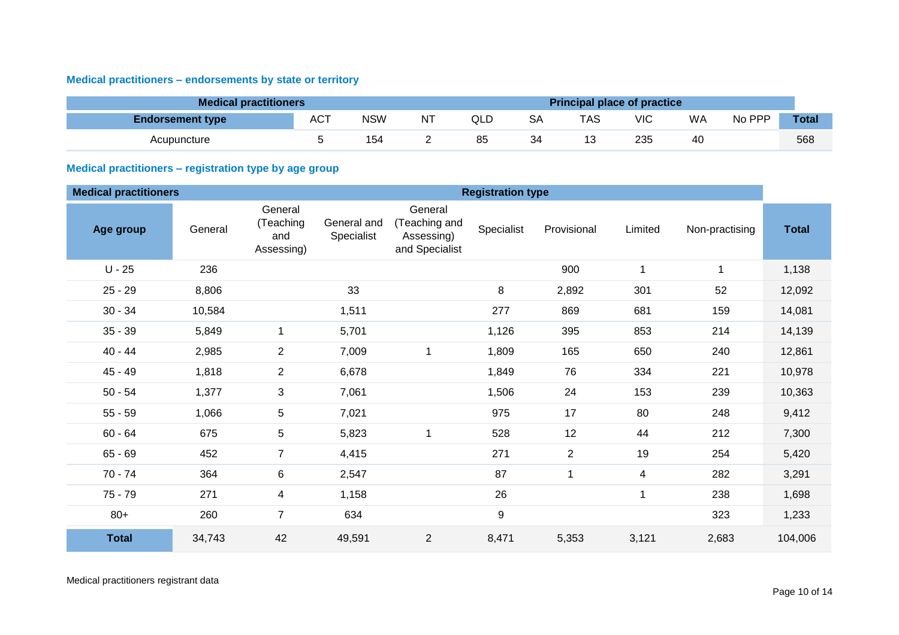### Medical practitioners – endorsements by state or territory

| Medical practitioners | Principal place of practice | | | | | | | | | |
|---|---|---|---|---|---|---|---|---|---|---|
| Endorsement type | ACT | NSW | NT | QLD | SA | TAS | VIC | WA | No PPP | Total |
| Acupuncture | 5 | 154 | 2 | 85 | 34 | 13 | 235 | 40 | | 568 |

### Medical practitioners – registration type by age group

| Medical practitioners | Registration type | | | | | | | | |
|---|---|---|---|---|---|---|---|---|---|
| Age group | General | General (Teaching and Assessing) | General and Specialist | General (Teaching and Assessing) and Specialist | Specialist | Provisional | Limited | Non-practising | Total |
| U - 25 | 236 | | | | | 900 | 1 | 1 | 1,138 |
| 25 - 29 | 8,806 | | 33 | | 8 | 2,892 | 301 | 52 | 12,092 |
| 30 - 34 | 10,584 | | 1,511 | | 277 | 869 | 681 | 159 | 14,081 |
| 35 - 39 | 5,849 | 1 | 5,701 | | 1,126 | 395 | 853 | 214 | 14,139 |
| 40 - 44 | 2,985 | 2 | 7,009 | 1 | 1,809 | 165 | 650 | 240 | 12,861 |
| 45 - 49 | 1,818 | 2 | 6,678 | | 1,849 | 76 | 334 | 221 | 10,978 |
| 50 - 54 | 1,377 | 3 | 7,061 | | 1,506 | 24 | 153 | 239 | 10,363 |
| 55 - 59 | 1,066 | 5 | 7,021 | | 975 | 17 | 80 | 248 | 9,412 |
| 60 - 64 | 675 | 5 | 5,823 | 1 | 528 | 12 | 44 | 212 | 7,300 |
| 65 - 69 | 452 | 7 | 4,415 | | 271 | 2 | 19 | 254 | 5,420 |
| 70 - 74 | 364 | 6 | 2,547 | | 87 | 1 | 4 | 282 | 3,291 |
| 75 - 79 | 271 | 4 | 1,158 | | 26 | | 1 | 238 | 1,698 |
| 80+ | 260 | 7 | 634 | | 9 | | | 323 | 1,233 |
| Total | 34,743 | 42 | 49,591 | 2 | 8,471 | 5,353 | 3,121 | 2,683 | 104,006 |

Medical practitioners registrant data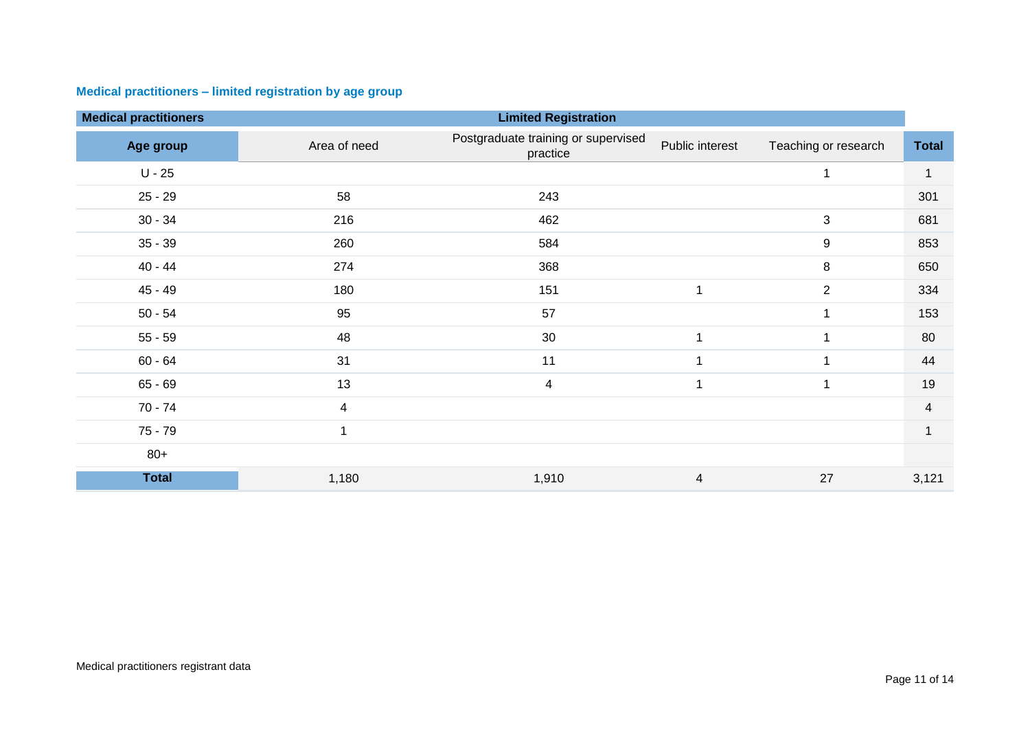### Medical practitioners – limited registration by age group

| Medical practitioners | Limited Registration | | | | |
|---|---|---|---|---|---|
| **Age group** | Area of need | Postgraduate training or supervised practice | Public interest | Teaching or research | **Total** |
| U - 25 | | | | 1 | 1 |
| 25 - 29 | 58 | 243 | | | 301 |
| 30 - 34 | 216 | 462 | | 3 | 681 |
| 35 - 39 | 260 | 584 | | 9 | 853 |
| 40 - 44 | 274 | 368 | | 8 | 650 |
| 45 - 49 | 180 | 151 | 1 | 2 | 334 |
| 50 - 54 | 95 | 57 | | 1 | 153 |
| 55 - 59 | 48 | 30 | 1 | 1 | 80 |
| 60 - 64 | 31 | 11 | 1 | 1 | 44 |
| 65 - 69 | 13 | 4 | 1 | 1 | 19 |
| 70 - 74 | 4 | | | | 4 |
| 75 - 79 | 1 | | | | 1 |
| 80+ | | | | | |
| **Total** | 1,180 | 1,910 | 4 | 27 | 3,121 |

Medical practitioners registrant data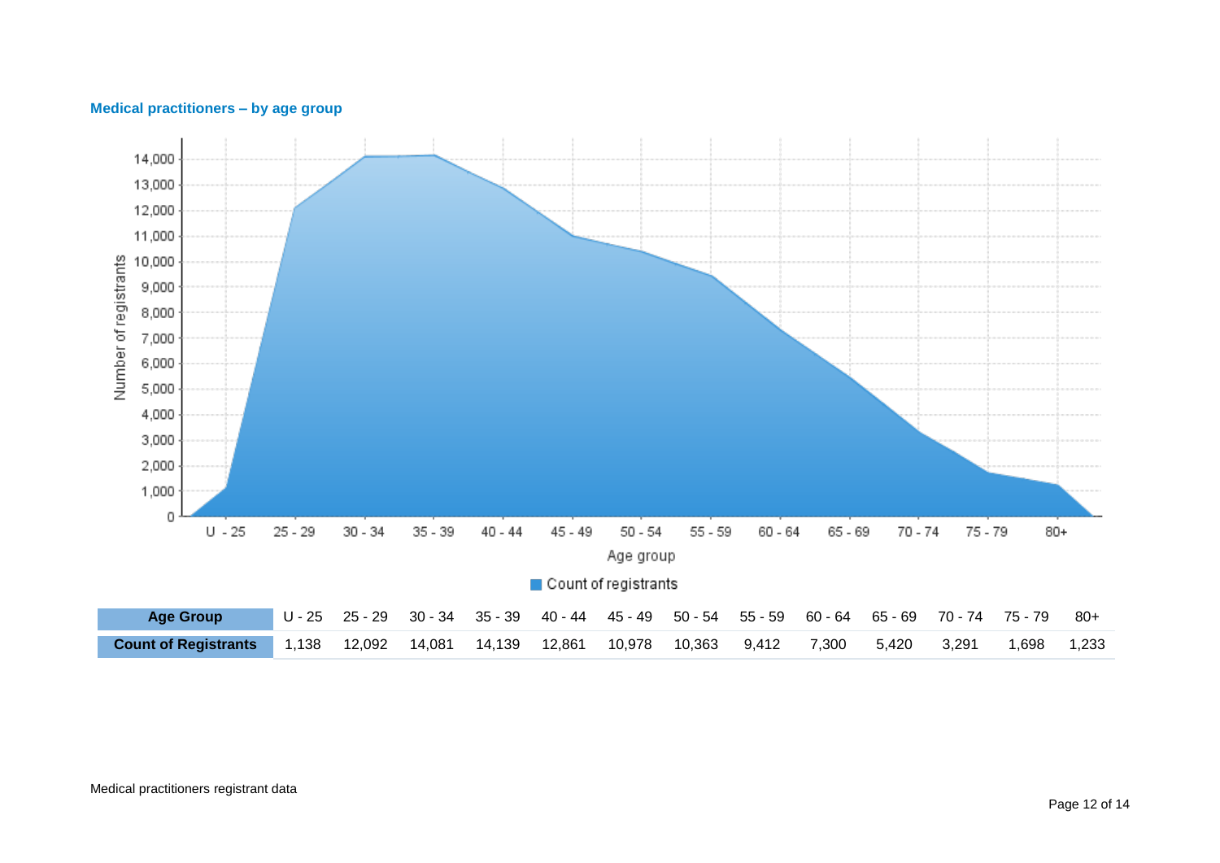## Medical practitioners – by age group

| Age Group | U - 25 | 25 - 29 | 30 - 34 | 35 - 39 | 40 - 44 | 45 - 49 | 50 - 54 | 55 - 59 | 60 - 64 | 65 - 69 | 70 - 74 | 75 - 79 | 80+ |
|---|---|---|---|---|---|---|---|---|---|---|---|---|---|
| **Count of Registrants** | 1,138 | 12,092 | 14,081 | 14,139 | 12,861 | 10,978 | 10,363 | 9,412 | 7,300 | 5,420 | 3,291 | 1,698 | 1,233 |

Medical practitioners registrant data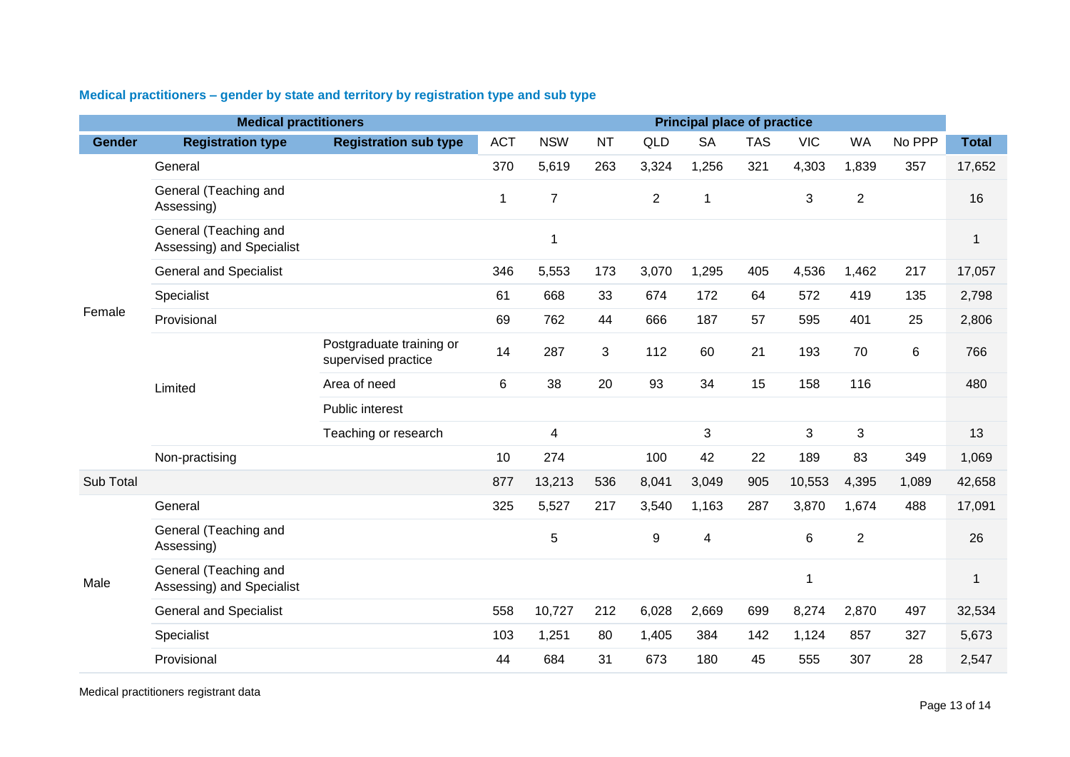### Medical practitioners – gender by state and territory by registration type and sub type

| Medical practitioners | | | Principal place of practice | | | | | | | | | |
|---|---|---|---|---|---|---|---|---|---|---|---|---|
| **Gender** | **Registration type** | **Registration sub type** | ACT | NSW | NT | QLD | SA | TAS | VIC | WA | No PPP | **Total** |
| Female | General | | 370 | 5,619 | 263 | 3,324 | 1,256 | 321 | 4,303 | 1,839 | 357 | 17,652 |
| | General (Teaching and Assessing) | | 1 | 7 | | 2 | 1 | | 3 | 2 | | 16 |
| | General (Teaching and Assessing) and Specialist | | | 1 | | | | | | | | 1 |
| | General and Specialist | | 346 | 5,553 | 173 | 3,070 | 1,295 | 405 | 4,536 | 1,462 | 217 | 17,057 |
| | Specialist | | 61 | 668 | 33 | 674 | 172 | 64 | 572 | 419 | 135 | 2,798 |
| | Provisional | | 69 | 762 | 44 | 666 | 187 | 57 | 595 | 401 | 25 | 2,806 |
| | Limited | Postgraduate training or supervised practice | 14 | 287 | 3 | 112 | 60 | 21 | 193 | 70 | 6 | 766 |
| | | Area of need | 6 | 38 | 20 | 93 | 34 | 15 | 158 | 116 | | 480 |
| | | Public interest | | | | | | | | | | |
| | | Teaching or research | | 4 | | | 3 | | 3 | 3 | | 13 |
| | Non-practising | | 10 | 274 | | 100 | 42 | 22 | 189 | 83 | 349 | 1,069 |
| Sub Total | | | 877 | 13,213 | 536 | 8,041 | 3,049 | 905 | 10,553 | 4,395 | 1,089 | 42,658 |
| Male | General | | 325 | 5,527 | 217 | 3,540 | 1,163 | 287 | 3,870 | 1,674 | 488 | 17,091 |
| | General (Teaching and Assessing) | | | 5 | | 9 | 4 | | 6 | 2 | | 26 |
| | General (Teaching and Assessing) and Specialist | | | | | | | | 1 | | | 1 |
| | General and Specialist | | 558 | 10,727 | 212 | 6,028 | 2,669 | 699 | 8,274 | 2,870 | 497 | 32,534 |
| | Specialist | | 103 | 1,251 | 80 | 1,405 | 384 | 142 | 1,124 | 857 | 327 | 5,673 |
| | Provisional | | 44 | 684 | 31 | 673 | 180 | 45 | 555 | 307 | 28 | 2,547 |

Medical practitioners registrant data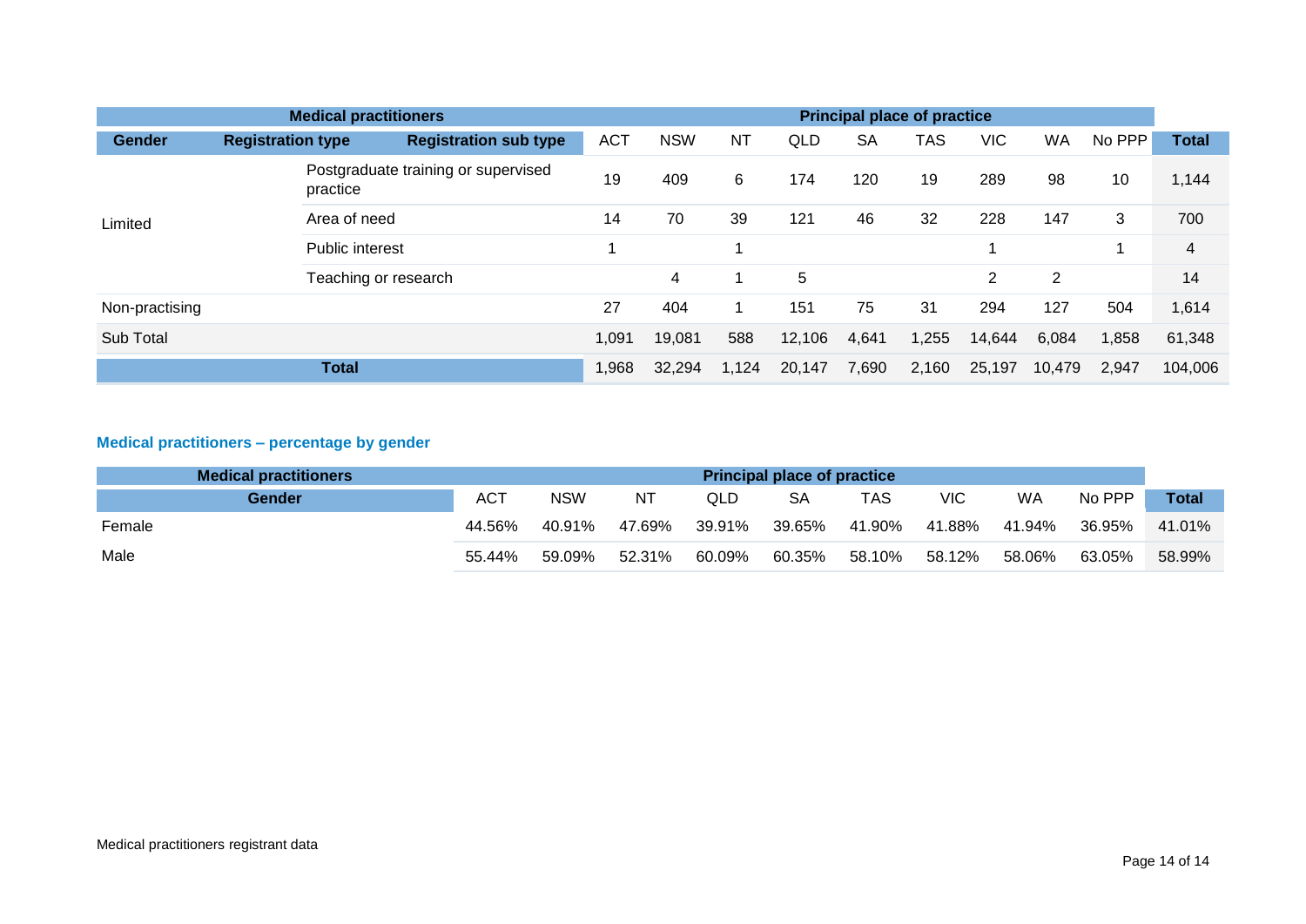| Medical practitioners | | | Principal place of practice | | | | | | | | | |
|---|---|---|---|---|---|---|---|---|---|---|---|---|
| **Gender** | **Registration type** | **Registration sub type** | ACT | NSW | NT | QLD | SA | TAS | VIC | WA | No PPP | **Total** |
| | Limited | Postgraduate training or supervised practice | 19 | 409 | 6 | 174 | 120 | 19 | 289 | 98 | 10 | 1,144 |
| | | Area of need | 14 | 70 | 39 | 121 | 46 | 32 | 228 | 147 | 3 | 700 |
| | | Public interest | 1 | | 1 | | | | 1 | | 1 | 4 |
| | | Teaching or research | | 4 | 1 | 5 | | | 2 | 2 | | 14 |
| | Non-practising | | 27 | 404 | 1 | 151 | 75 | 31 | 294 | 127 | 504 | 1,614 |
| Sub Total | | | 1,091 | 19,081 | 588 | 12,106 | 4,641 | 1,255 | 14,644 | 6,084 | 1,858 | 61,348 |
| **Total** | | | 1,968 | 32,294 | 1,124 | 20,147 | 7,690 | 2,160 | 25,197 | 10,479 | 2,947 | 104,006 |

### Medical practitioners – percentage by gender

| Medical practitioners | Principal place of practice | | | | | | | | | |
|---|---|---|---|---|---|---|---|---|---|---|
| **Gender** | ACT | NSW | NT | QLD | SA | TAS | VIC | WA | No PPP | **Total** |
| Female | 44.56% | 40.91% | 47.69% | 39.91% | 39.65% | 41.90% | 41.88% | 41.94% | 36.95% | 41.01% |
| Male | 55.44% | 59.09% | 52.31% | 60.09% | 60.35% | 58.10% | 58.12% | 58.06% | 63.05% | 58.99% |